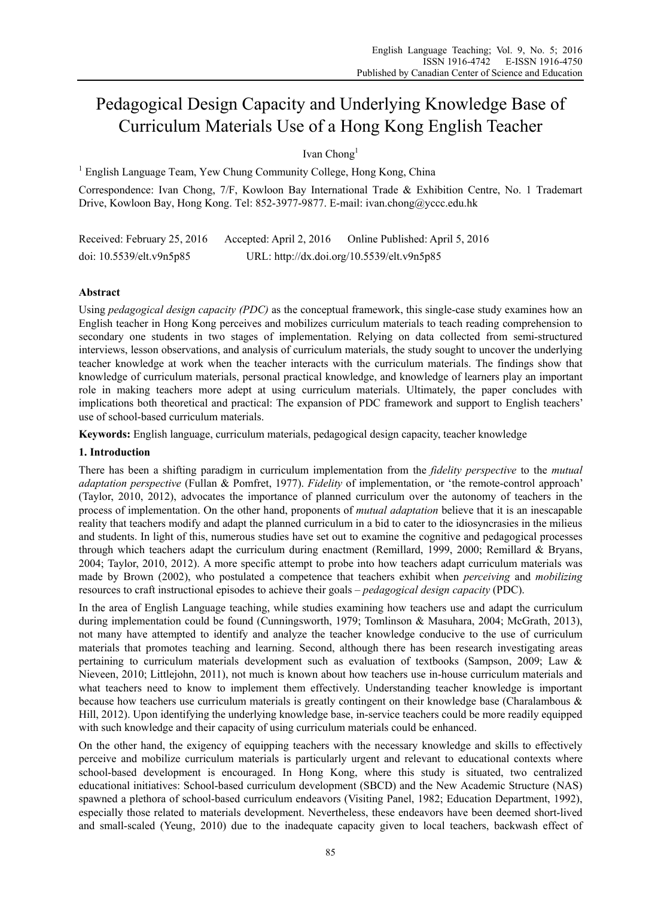# Pedagogical Design Capacity and Underlying Knowledge Base of Curriculum Materials Use of a Hong Kong English Teacher

Ivan Chong[1]

[1] English Language Team, Yew Chung Community College, Hong Kong, China

Correspondence: Ivan Chong, 7/F, Kowloon Bay International Trade & Exhibition Centre, No. 1 Trademart Drive, Kowloon Bay, Hong Kong. Tel: 852-3977-9877. E-mail: ivan.chong@yccc.edu.hk

Received: February 25, 2016 Accepted: April 2, 2016 Online Published: April 5, 2016

doi: 10.5539/elt.v9n5p85 URL: http://dx.doi.org/10.5539/elt.v9n5p85

## Abstract

Using *pedagogical design capacity (PDC)* as the conceptual framework, this single-case study examines how an English teacher in Hong Kong perceives and mobilizes curriculum materials to teach reading comprehension to secondary one students in two stages of implementation. Relying on data collected from semi-structured interviews, lesson observations, and analysis of curriculum materials, the study sought to uncover the underlying teacher knowledge at work when the teacher interacts with the curriculum materials. The findings show that knowledge of curriculum materials, personal practical knowledge, and knowledge of learners play an important role in making teachers more adept at using curriculum materials. Ultimately, the paper concludes with implications both theoretical and practical: The expansion of PDC framework and support to English teachers' use of school-based curriculum materials.

**Keywords:** English language, curriculum materials, pedagogical design capacity, teacher knowledge

## 1. Introduction

There has been a shifting paradigm in curriculum implementation from the *fidelity perspective* to the *mutual adaptation perspective* (Fullan & Pomfret, 1977). *Fidelity* of implementation, or 'the remote-control approach' (Taylor, 2010, 2012), advocates the importance of planned curriculum over the autonomy of teachers in the process of implementation. On the other hand, proponents of *mutual adaptation* believe that it is an inescapable reality that teachers modify and adapt the planned curriculum in a bid to cater to the idiosyncrasies in the milieus and students. In light of this, numerous studies have set out to examine the cognitive and pedagogical processes through which teachers adapt the curriculum during enactment (Remillard, 1999, 2000; Remillard & Bryans, 2004; Taylor, 2010, 2012). A more specific attempt to probe into how teachers adapt curriculum materials was made by Brown (2002), who postulated a competence that teachers exhibit when *perceiving* and *mobilizing* resources to craft instructional episodes to achieve their goals – *pedagogical design capacity* (PDC).

In the area of English Language teaching, while studies examining how teachers use and adapt the curriculum during implementation could be found (Cunningsworth, 1979; Tomlinson & Masuhara, 2004; McGrath, 2013), not many have attempted to identify and analyze the teacher knowledge conducive to the use of curriculum materials that promotes teaching and learning. Second, although there has been research investigating areas pertaining to curriculum materials development such as evaluation of textbooks (Sampson, 2009; Law & Nieveen, 2010; Littlejohn, 2011), not much is known about how teachers use in-house curriculum materials and what teachers need to know to implement them effectively. Understanding teacher knowledge is important because how teachers use curriculum materials is greatly contingent on their knowledge base (Charalambous & Hill, 2012). Upon identifying the underlying knowledge base, in-service teachers could be more readily equipped with such knowledge and their capacity of using curriculum materials could be enhanced.

On the other hand, the exigency of equipping teachers with the necessary knowledge and skills to effectively perceive and mobilize curriculum materials is particularly urgent and relevant to educational contexts where school-based development is encouraged. In Hong Kong, where this study is situated, two centralized educational initiatives: School-based curriculum development (SBCD) and the New Academic Structure (NAS) spawned a plethora of school-based curriculum endeavors (Visiting Panel, 1982; Education Department, 1992), especially those related to materials development. Nevertheless, these endeavors have been deemed short-lived and small-scaled (Yeung, 2010) due to the inadequate capacity given to local teachers, backwash effect of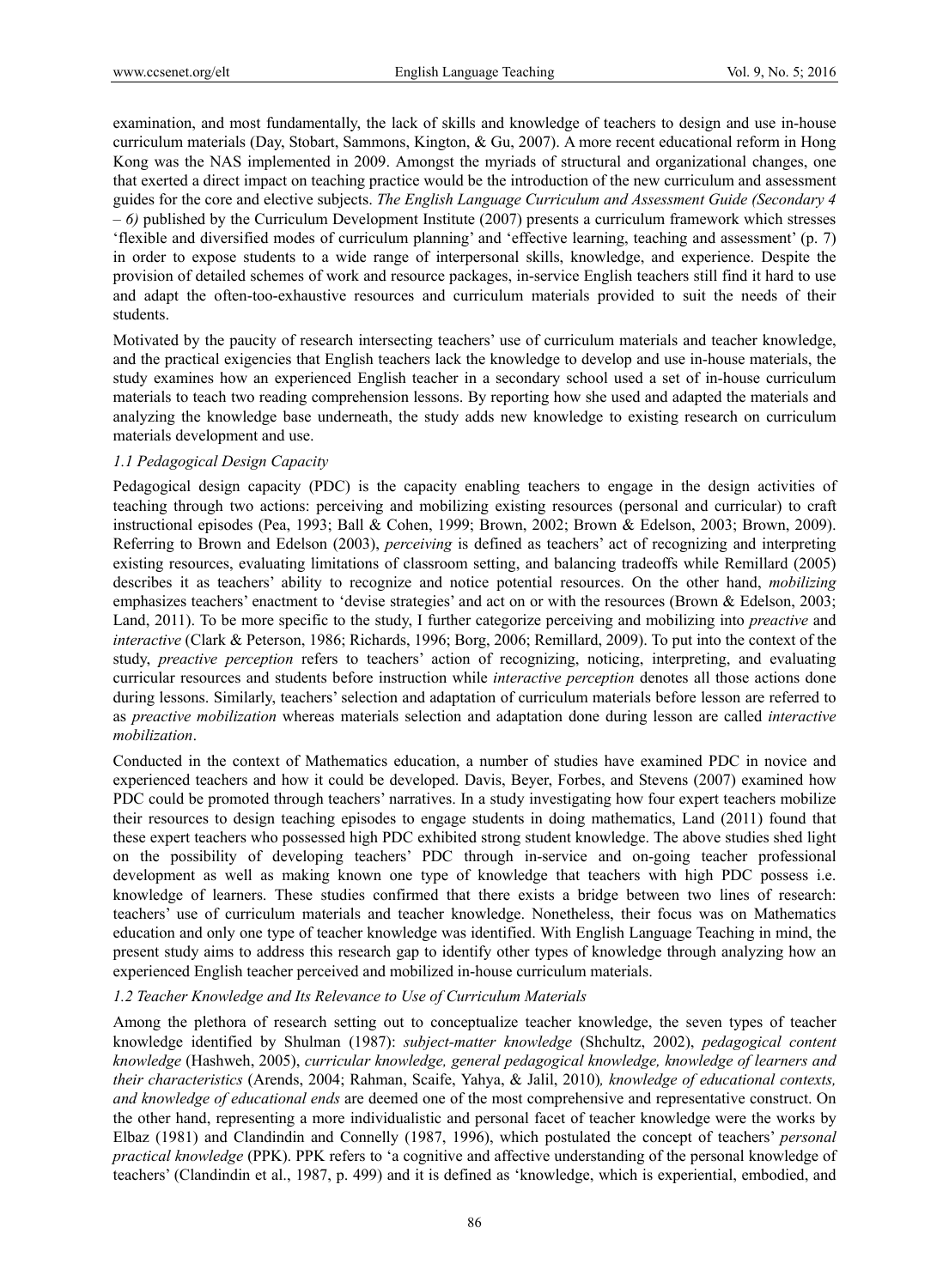examination, and most fundamentally, the lack of skills and knowledge of teachers to design and use in-house curriculum materials (Day, Stobart, Sammons, Kington, & Gu, 2007). A more recent educational reform in Hong Kong was the NAS implemented in 2009. Amongst the myriads of structural and organizational changes, one that exerted a direct impact on teaching practice would be the introduction of the new curriculum and assessment guides for the core and elective subjects. *The English Language Curriculum and Assessment Guide (Secondary 4 – 6)* published by the Curriculum Development Institute (2007) presents a curriculum framework which stresses 'flexible and diversified modes of curriculum planning' and 'effective learning, teaching and assessment' (p. 7) in order to expose students to a wide range of interpersonal skills, knowledge, and experience. Despite the provision of detailed schemes of work and resource packages, in-service English teachers still find it hard to use and adapt the often-too-exhaustive resources and curriculum materials provided to suit the needs of their students.

Motivated by the paucity of research intersecting teachers' use of curriculum materials and teacher knowledge, and the practical exigencies that English teachers lack the knowledge to develop and use in-house materials, the study examines how an experienced English teacher in a secondary school used a set of in-house curriculum materials to teach two reading comprehension lessons. By reporting how she used and adapted the materials and analyzing the knowledge base underneath, the study adds new knowledge to existing research on curriculum materials development and use.

### *1.1 Pedagogical Design Capacity*

Pedagogical design capacity (PDC) is the capacity enabling teachers to engage in the design activities of teaching through two actions: perceiving and mobilizing existing resources (personal and curricular) to craft instructional episodes (Pea, 1993; Ball & Cohen, 1999; Brown, 2002; Brown & Edelson, 2003; Brown, 2009). Referring to Brown and Edelson (2003), *perceiving* is defined as teachers' act of recognizing and interpreting existing resources, evaluating limitations of classroom setting, and balancing tradeoffs while Remillard (2005) describes it as teachers' ability to recognize and notice potential resources. On the other hand, *mobilizing* emphasizes teachers' enactment to 'devise strategies' and act on or with the resources (Brown & Edelson, 2003; Land, 2011). To be more specific to the study, I further categorize perceiving and mobilizing into *preactive* and *interactive* (Clark & Peterson, 1986; Richards, 1996; Borg, 2006; Remillard, 2009). To put into the context of the study, *preactive perception* refers to teachers' action of recognizing, noticing, interpreting, and evaluating curricular resources and students before instruction while *interactive perception* denotes all those actions done during lessons. Similarly, teachers' selection and adaptation of curriculum materials before lesson are referred to as *preactive mobilization* whereas materials selection and adaptation done during lesson are called *interactive mobilization*.

Conducted in the context of Mathematics education, a number of studies have examined PDC in novice and experienced teachers and how it could be developed. Davis, Beyer, Forbes, and Stevens (2007) examined how PDC could be promoted through teachers' narratives. In a study investigating how four expert teachers mobilize their resources to design teaching episodes to engage students in doing mathematics, Land (2011) found that these expert teachers who possessed high PDC exhibited strong student knowledge. The above studies shed light on the possibility of developing teachers' PDC through in-service and on-going teacher professional development as well as making known one type of knowledge that teachers with high PDC possess i.e. knowledge of learners. These studies confirmed that there exists a bridge between two lines of research: teachers' use of curriculum materials and teacher knowledge. Nonetheless, their focus was on Mathematics education and only one type of teacher knowledge was identified. With English Language Teaching in mind, the present study aims to address this research gap to identify other types of knowledge through analyzing how an experienced English teacher perceived and mobilized in-house curriculum materials.

### *1.2 Teacher Knowledge and Its Relevance to Use of Curriculum Materials*

Among the plethora of research setting out to conceptualize teacher knowledge, the seven types of teacher knowledge identified by Shulman (1987): *subject-matter knowledge* (Shchultz, 2002), *pedagogical content knowledge* (Hashweh, 2005), *curricular knowledge, general pedagogical knowledge, knowledge of learners and their characteristics* (Arends, 2004; Rahman, Scaife, Yahya, & Jalil, 2010)*, knowledge of educational contexts, and knowledge of educational ends* are deemed one of the most comprehensive and representative construct. On the other hand, representing a more individualistic and personal facet of teacher knowledge were the works by Elbaz (1981) and Clandindin and Connelly (1987, 1996), which postulated the concept of teachers' *personal practical knowledge* (PPK). PPK refers to 'a cognitive and affective understanding of the personal knowledge of teachers' (Clandindin et al., 1987, p. 499) and it is defined as 'knowledge, which is experiential, embodied, and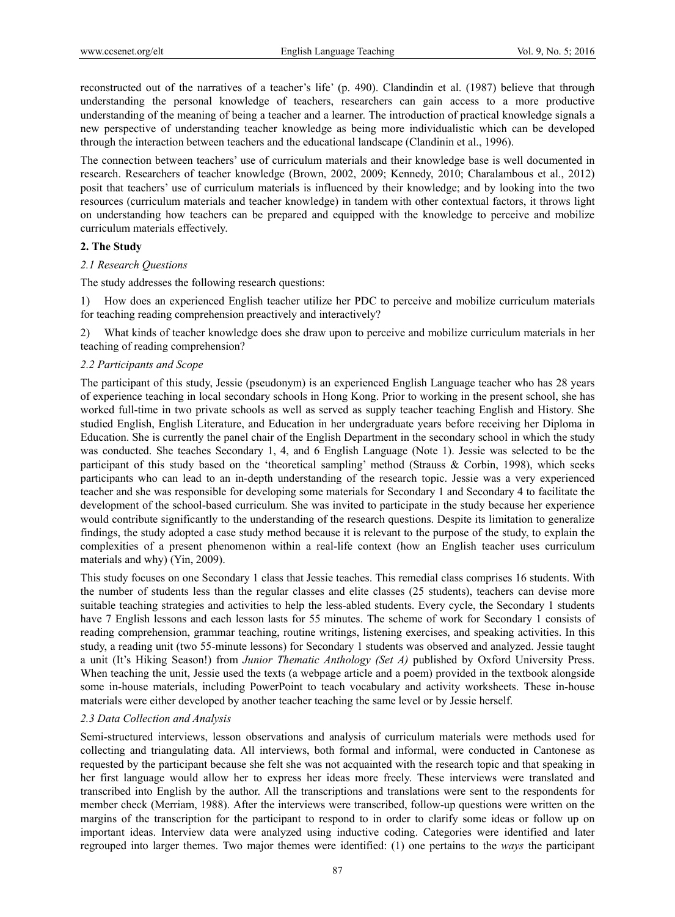reconstructed out of the narratives of a teacher's life' (p. 490). Clandindin et al. (1987) believe that through understanding the personal knowledge of teachers, researchers can gain access to a more productive understanding of the meaning of being a teacher and a learner. The introduction of practical knowledge signals a new perspective of understanding teacher knowledge as being more individualistic which can be developed through the interaction between teachers and the educational landscape (Clandinin et al., 1996).

The connection between teachers' use of curriculum materials and their knowledge base is well documented in research. Researchers of teacher knowledge (Brown, 2002, 2009; Kennedy, 2010; Charalambous et al., 2012) posit that teachers' use of curriculum materials is influenced by their knowledge; and by looking into the two resources (curriculum materials and teacher knowledge) in tandem with other contextual factors, it throws light on understanding how teachers can be prepared and equipped with the knowledge to perceive and mobilize curriculum materials effectively.

## 2. The Study

### *2.1 Research Questions*

The study addresses the following research questions:

1) How does an experienced English teacher utilize her PDC to perceive and mobilize curriculum materials for teaching reading comprehension preactively and interactively?

2) What kinds of teacher knowledge does she draw upon to perceive and mobilize curriculum materials in her teaching of reading comprehension?

### *2.2 Participants and Scope*

The participant of this study, Jessie (pseudonym) is an experienced English Language teacher who has 28 years of experience teaching in local secondary schools in Hong Kong. Prior to working in the present school, she has worked full-time in two private schools as well as served as supply teacher teaching English and History. She studied English, English Literature, and Education in her undergraduate years before receiving her Diploma in Education. She is currently the panel chair of the English Department in the secondary school in which the study was conducted. She teaches Secondary 1, 4, and 6 English Language (Note 1). Jessie was selected to be the participant of this study based on the 'theoretical sampling' method (Strauss & Corbin, 1998), which seeks participants who can lead to an in-depth understanding of the research topic. Jessie was a very experienced teacher and she was responsible for developing some materials for Secondary 1 and Secondary 4 to facilitate the development of the school-based curriculum. She was invited to participate in the study because her experience would contribute significantly to the understanding of the research questions. Despite its limitation to generalize findings, the study adopted a case study method because it is relevant to the purpose of the study, to explain the complexities of a present phenomenon within a real-life context (how an English teacher uses curriculum materials and why) (Yin, 2009).

This study focuses on one Secondary 1 class that Jessie teaches. This remedial class comprises 16 students. With the number of students less than the regular classes and elite classes (25 students), teachers can devise more suitable teaching strategies and activities to help the less-abled students. Every cycle, the Secondary 1 students have 7 English lessons and each lesson lasts for 55 minutes. The scheme of work for Secondary 1 consists of reading comprehension, grammar teaching, routine writings, listening exercises, and speaking activities. In this study, a reading unit (two 55-minute lessons) for Secondary 1 students was observed and analyzed. Jessie taught a unit (It's Hiking Season!) from *Junior Thematic Anthology (Set A)* published by Oxford University Press. When teaching the unit, Jessie used the texts (a webpage article and a poem) provided in the textbook alongside some in-house materials, including PowerPoint to teach vocabulary and activity worksheets. These in-house materials were either developed by another teacher teaching the same level or by Jessie herself.

### *2.3 Data Collection and Analysis*

Semi-structured interviews, lesson observations and analysis of curriculum materials were methods used for collecting and triangulating data. All interviews, both formal and informal, were conducted in Cantonese as requested by the participant because she felt she was not acquainted with the research topic and that speaking in her first language would allow her to express her ideas more freely. These interviews were translated and transcribed into English by the author. All the transcriptions and translations were sent to the respondents for member check (Merriam, 1988). After the interviews were transcribed, follow-up questions were written on the margins of the transcription for the participant to respond to in order to clarify some ideas or follow up on important ideas. Interview data were analyzed using inductive coding. Categories were identified and later regrouped into larger themes. Two major themes were identified: (1) one pertains to the *ways* the participant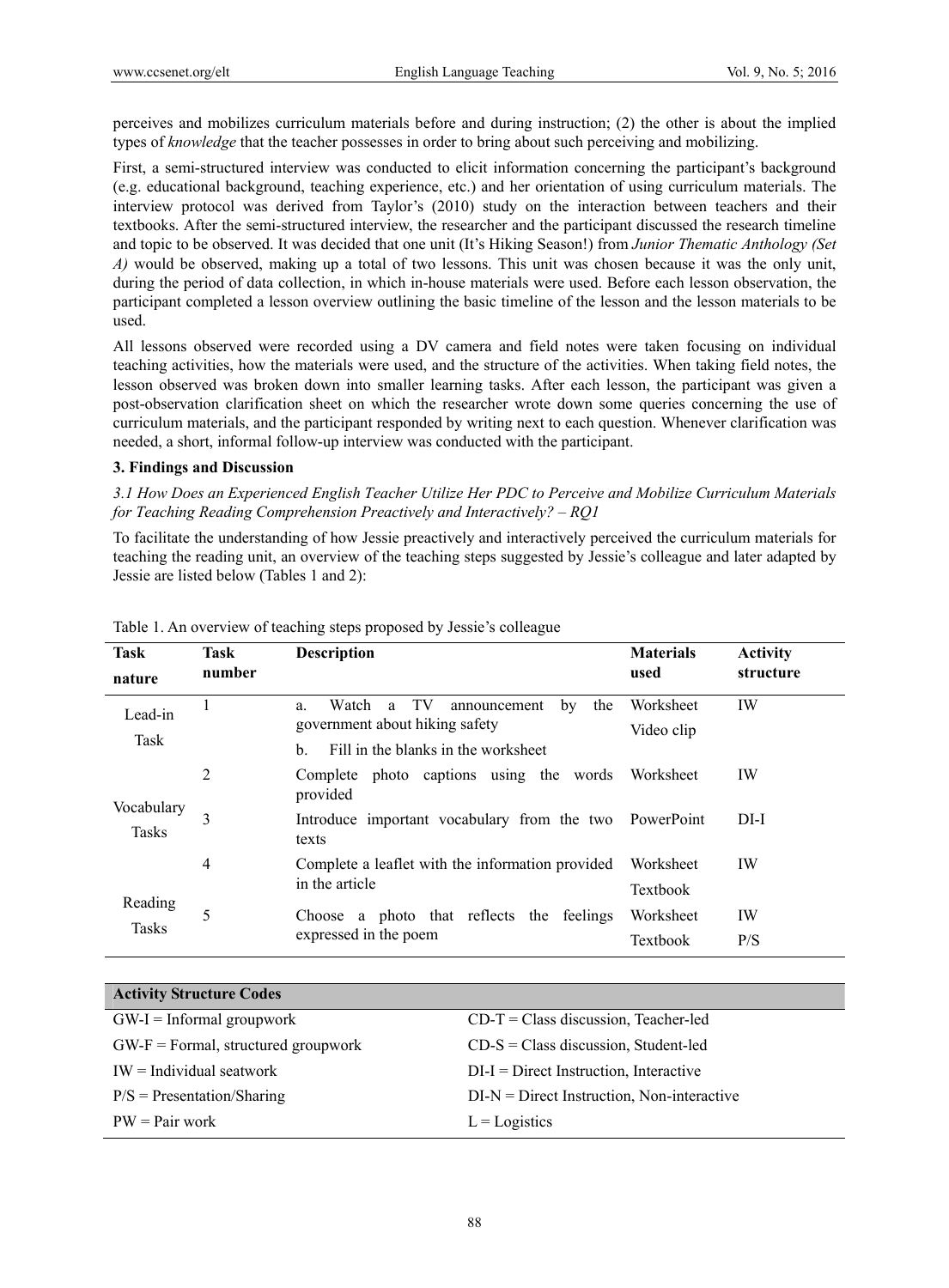perceives and mobilizes curriculum materials before and during instruction; (2) the other is about the implied types of *knowledge* that the teacher possesses in order to bring about such perceiving and mobilizing.

First, a semi-structured interview was conducted to elicit information concerning the participant's background (e.g. educational background, teaching experience, etc.) and her orientation of using curriculum materials. The interview protocol was derived from Taylor's (2010) study on the interaction between teachers and their textbooks. After the semi-structured interview, the researcher and the participant discussed the research timeline and topic to be observed. It was decided that one unit (It's Hiking Season!) from *Junior Thematic Anthology (Set A)* would be observed, making up a total of two lessons. This unit was chosen because it was the only unit, during the period of data collection, in which in-house materials were used. Before each lesson observation, the participant completed a lesson overview outlining the basic timeline of the lesson and the lesson materials to be used.

All lessons observed were recorded using a DV camera and field notes were taken focusing on individual teaching activities, how the materials were used, and the structure of the activities. When taking field notes, the lesson observed was broken down into smaller learning tasks. After each lesson, the participant was given a post-observation clarification sheet on which the researcher wrote down some queries concerning the use of curriculum materials, and the participant responded by writing next to each question. Whenever clarification was needed, a short, informal follow-up interview was conducted with the participant.

## 3. Findings and Discussion

### *3.1 How Does an Experienced English Teacher Utilize Her PDC to Perceive and Mobilize Curriculum Materials for Teaching Reading Comprehension Preactively and Interactively? – RQ1*

To facilitate the understanding of how Jessie preactively and interactively perceived the curriculum materials for teaching the reading unit, an overview of the teaching steps suggested by Jessie's colleague and later adapted by Jessie are listed below (Tables 1 and 2):

Table 1. An overview of teaching steps proposed by Jessie's colleague

| Task nature | Task number | Description | Materials used | Activity structure |
|---|---|---|---|---|
| Lead-in Task | 1 | a. Watch a TV announcement by the government about hiking safety<br>b. Fill in the blanks in the worksheet | Worksheet<br>Video clip | IW |
| Vocabulary Tasks | 2 | Complete photo captions using the words provided | Worksheet | IW |
| | 3 | Introduce important vocabulary from the two texts | PowerPoint | DI-I |
| Reading Tasks | 4 | Complete a leaflet with the information provided in the article | Worksheet<br>Textbook | IW |
| | 5 | Choose a photo that reflects the feelings expressed in the poem | Worksheet<br>Textbook | IW<br>P/S |

| Activity Structure Codes | |
|---|---|
| GW-I = Informal groupwork | CD-T = Class discussion, Teacher-led |
| GW-F = Formal, structured groupwork | CD-S = Class discussion, Student-led |
| IW = Individual seatwork | DI-I = Direct Instruction, Interactive |
| P/S = Presentation/Sharing | DI-N = Direct Instruction, Non-interactive |
| PW = Pair work | L = Logistics |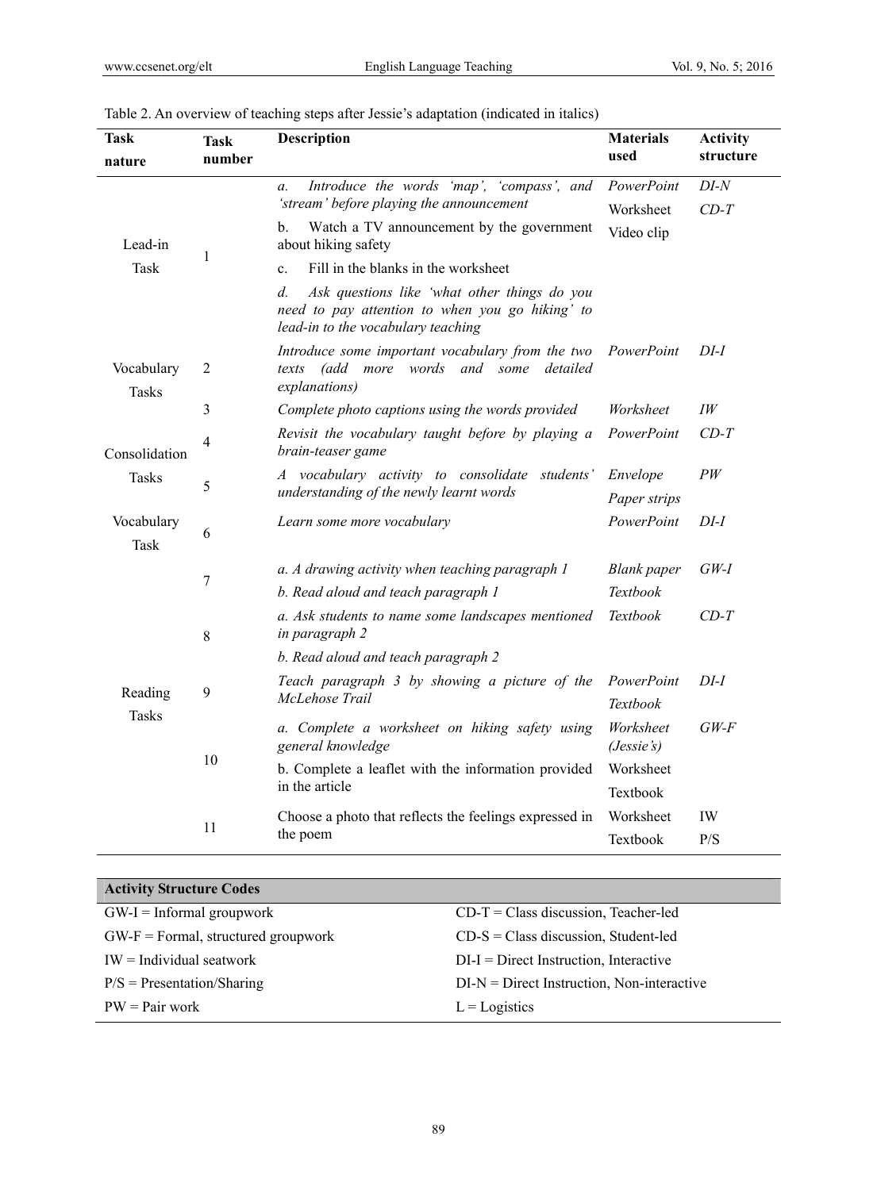Table 2. An overview of teaching steps after Jessie's adaptation (indicated in italics)

| Task nature | Task number | Description | Materials used | Activity structure |
|---|---|---|---|---|
| Lead-in Task | 1 | *a. Introduce the words 'map', 'compass', and 'stream' before playing the announcement* | *PowerPoint* | *DI-N* |
| | | b. Watch a TV announcement by the government about hiking safety | Worksheet | *CD-T* |
| | | c. Fill in the blanks in the worksheet | Video clip | |
| | | *d. Ask questions like 'what other things do you need to pay attention to when you go hiking' to lead-in to the vocabulary teaching* | | |
| Vocabulary Tasks | 2 | *Introduce some important vocabulary from the two texts (add more words and some detailed explanations)* | *PowerPoint* | *DI-I* |
| | 3 | *Complete photo captions using the words provided* | *Worksheet* | *IW* |
| Consolidation Tasks | 4 | *Revisit the vocabulary taught before by playing a brain-teaser game* | *PowerPoint* | *CD-T* |
| | 5 | *A vocabulary activity to consolidate students' understanding of the newly learnt words* | *Envelope* *Paper strips* | *PW* |
| Vocabulary Task | 6 | *Learn some more vocabulary* | *PowerPoint* | *DI-I* |
| Reading Tasks | 7 | *a. A drawing activity when teaching paragraph 1* | *Blank paper* | *GW-I* |
| | | *b. Read aloud and teach paragraph 1* | *Textbook* | |
| | 8 | *a. Ask students to name some landscapes mentioned in paragraph 2* | *Textbook* | *CD-T* |
| | | *b. Read aloud and teach paragraph 2* | | |
| | 9 | *Teach paragraph 3 by showing a picture of the McLehose Trail* | *PowerPoint* *Textbook* | *DI-I* |
| | 10 | *a. Complete a worksheet on hiking safety using general knowledge* | *Worksheet (Jessie's)* | *GW-F* |
| | | b. Complete a leaflet with the information provided in the article | Worksheet Textbook | |
| | 11 | Choose a photo that reflects the feelings expressed in the poem | Worksheet Textbook | IW P/S |

| **Activity Structure Codes** | |
|---|---|
| GW-I = Informal groupwork | CD-T = Class discussion, Teacher-led |
| GW-F = Formal, structured groupwork | CD-S = Class discussion, Student-led |
| IW = Individual seatwork | DI-I = Direct Instruction, Interactive |
| P/S = Presentation/Sharing | DI-N = Direct Instruction, Non-interactive |
| PW = Pair work | L = Logistics |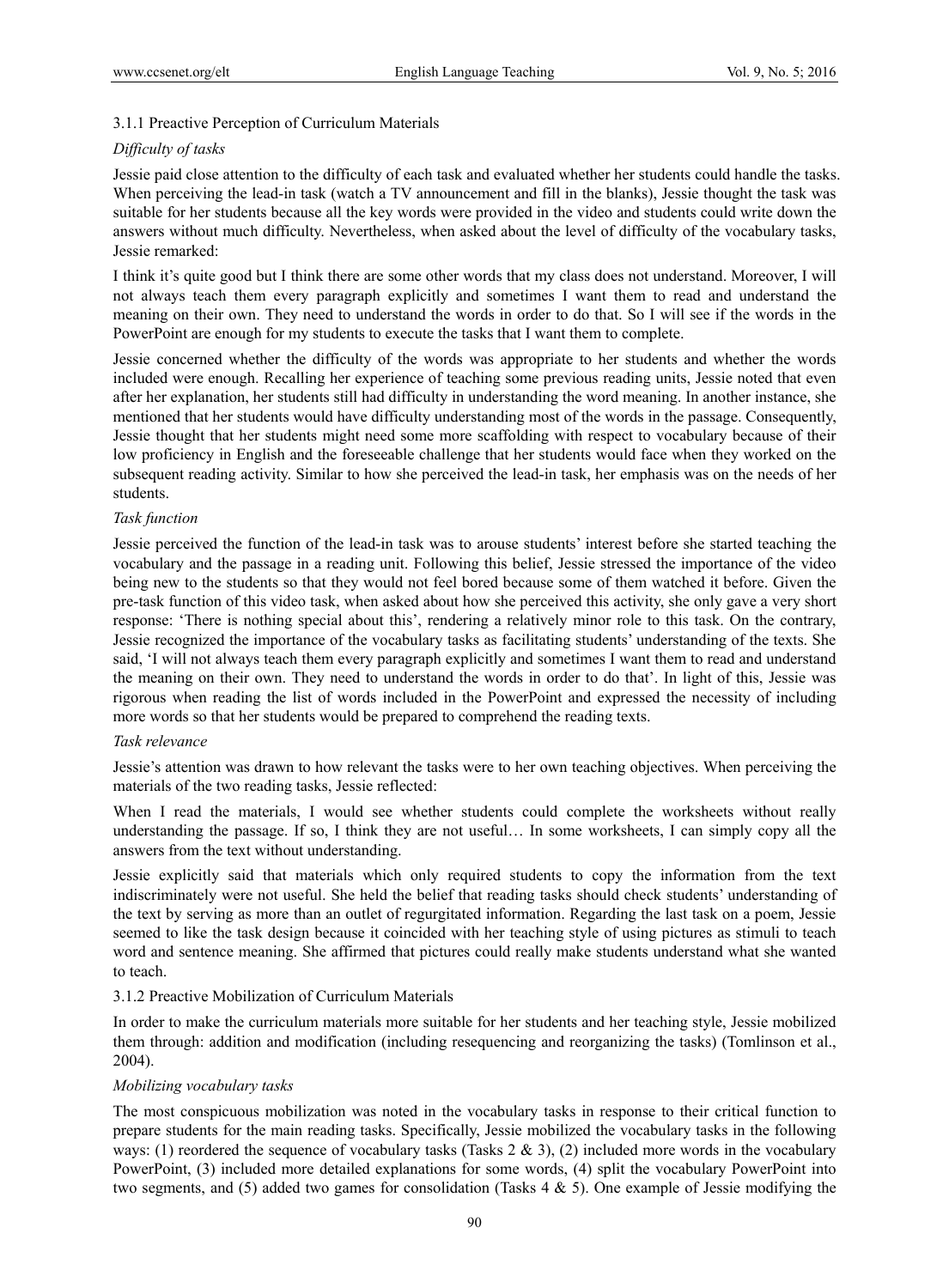#### 3.1.1 Preactive Perception of Curriculum Materials

*Difficulty of tasks*

Jessie paid close attention to the difficulty of each task and evaluated whether her students could handle the tasks. When perceiving the lead-in task (watch a TV announcement and fill in the blanks), Jessie thought the task was suitable for her students because all the key words were provided in the video and students could write down the answers without much difficulty. Nevertheless, when asked about the level of difficulty of the vocabulary tasks, Jessie remarked:

I think it's quite good but I think there are some other words that my class does not understand. Moreover, I will not always teach them every paragraph explicitly and sometimes I want them to read and understand the meaning on their own. They need to understand the words in order to do that. So I will see if the words in the PowerPoint are enough for my students to execute the tasks that I want them to complete.

Jessie concerned whether the difficulty of the words was appropriate to her students and whether the words included were enough. Recalling her experience of teaching some previous reading units, Jessie noted that even after her explanation, her students still had difficulty in understanding the word meaning. In another instance, she mentioned that her students would have difficulty understanding most of the words in the passage. Consequently, Jessie thought that her students might need some more scaffolding with respect to vocabulary because of their low proficiency in English and the foreseeable challenge that her students would face when they worked on the subsequent reading activity. Similar to how she perceived the lead-in task, her emphasis was on the needs of her students.

*Task function*

Jessie perceived the function of the lead-in task was to arouse students' interest before she started teaching the vocabulary and the passage in a reading unit. Following this belief, Jessie stressed the importance of the video being new to the students so that they would not feel bored because some of them watched it before. Given the pre-task function of this video task, when asked about how she perceived this activity, she only gave a very short response: 'There is nothing special about this', rendering a relatively minor role to this task. On the contrary, Jessie recognized the importance of the vocabulary tasks as facilitating students' understanding of the texts. She said, 'I will not always teach them every paragraph explicitly and sometimes I want them to read and understand the meaning on their own. They need to understand the words in order to do that'. In light of this, Jessie was rigorous when reading the list of words included in the PowerPoint and expressed the necessity of including more words so that her students would be prepared to comprehend the reading texts.

*Task relevance*

Jessie's attention was drawn to how relevant the tasks were to her own teaching objectives. When perceiving the materials of the two reading tasks, Jessie reflected:

When I read the materials, I would see whether students could complete the worksheets without really understanding the passage. If so, I think they are not useful… In some worksheets, I can simply copy all the answers from the text without understanding.

Jessie explicitly said that materials which only required students to copy the information from the text indiscriminately were not useful. She held the belief that reading tasks should check students' understanding of the text by serving as more than an outlet of regurgitated information. Regarding the last task on a poem, Jessie seemed to like the task design because it coincided with her teaching style of using pictures as stimuli to teach word and sentence meaning. She affirmed that pictures could really make students understand what she wanted to teach.

#### 3.1.2 Preactive Mobilization of Curriculum Materials

In order to make the curriculum materials more suitable for her students and her teaching style, Jessie mobilized them through: addition and modification (including resequencing and reorganizing the tasks) (Tomlinson et al., 2004).

*Mobilizing vocabulary tasks*

The most conspicuous mobilization was noted in the vocabulary tasks in response to their critical function to prepare students for the main reading tasks. Specifically, Jessie mobilized the vocabulary tasks in the following ways: (1) reordered the sequence of vocabulary tasks (Tasks 2 & 3), (2) included more words in the vocabulary PowerPoint, (3) included more detailed explanations for some words, (4) split the vocabulary PowerPoint into two segments, and (5) added two games for consolidation (Tasks 4 & 5). One example of Jessie modifying the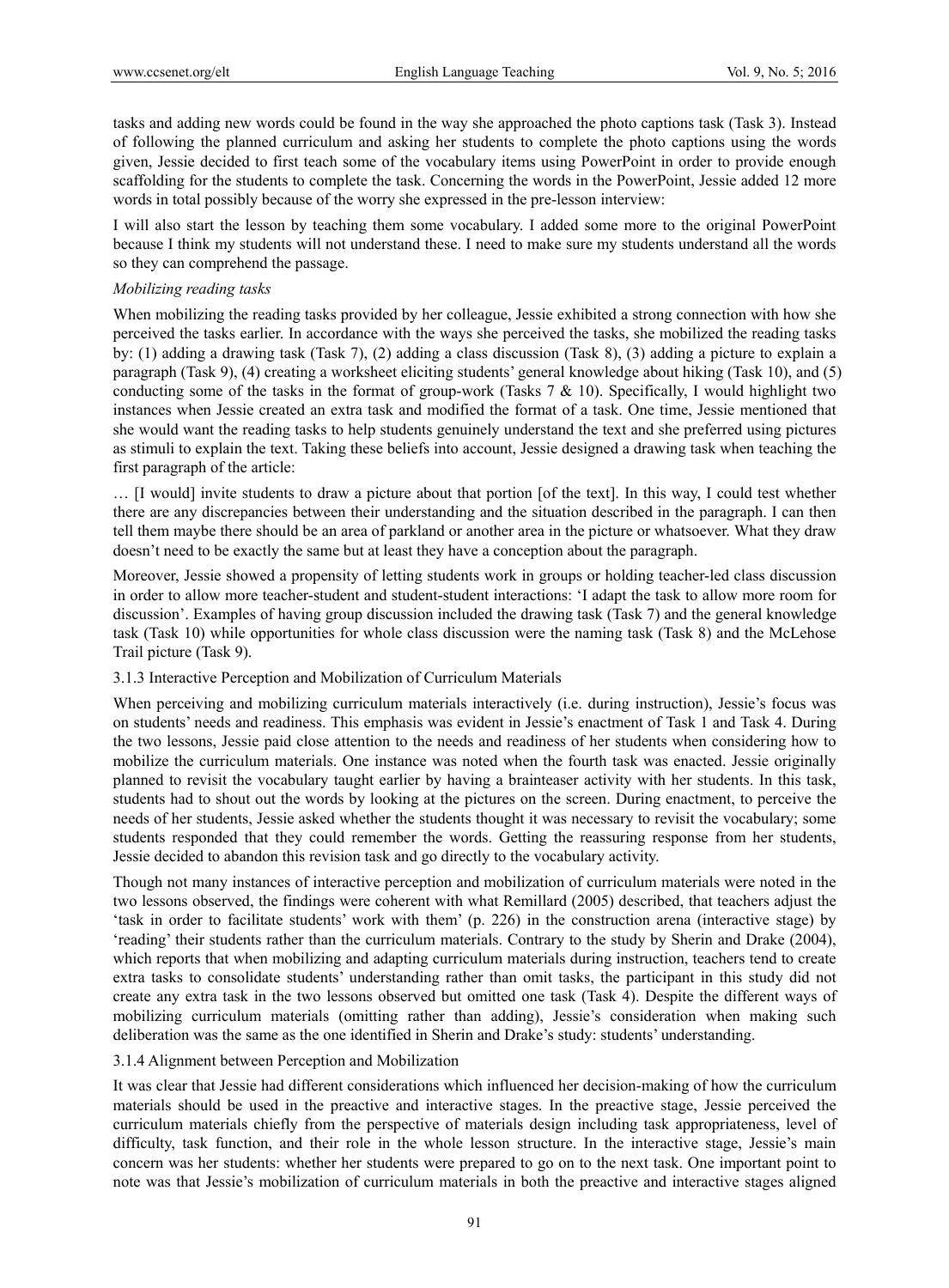tasks and adding new words could be found in the way she approached the photo captions task (Task 3). Instead of following the planned curriculum and asking her students to complete the photo captions using the words given, Jessie decided to first teach some of the vocabulary items using PowerPoint in order to provide enough scaffolding for the students to complete the task. Concerning the words in the PowerPoint, Jessie added 12 more words in total possibly because of the worry she expressed in the pre-lesson interview:

I will also start the lesson by teaching them some vocabulary. I added some more to the original PowerPoint because I think my students will not understand these. I need to make sure my students understand all the words so they can comprehend the passage.

*Mobilizing reading tasks*

When mobilizing the reading tasks provided by her colleague, Jessie exhibited a strong connection with how she perceived the tasks earlier. In accordance with the ways she perceived the tasks, she mobilized the reading tasks by: (1) adding a drawing task (Task 7), (2) adding a class discussion (Task 8), (3) adding a picture to explain a paragraph (Task 9), (4) creating a worksheet eliciting students' general knowledge about hiking (Task 10), and (5) conducting some of the tasks in the format of group-work (Tasks 7 & 10). Specifically, I would highlight two instances when Jessie created an extra task and modified the format of a task. One time, Jessie mentioned that she would want the reading tasks to help students genuinely understand the text and she preferred using pictures as stimuli to explain the text. Taking these beliefs into account, Jessie designed a drawing task when teaching the first paragraph of the article:

… [I would] invite students to draw a picture about that portion [of the text]. In this way, I could test whether there are any discrepancies between their understanding and the situation described in the paragraph. I can then tell them maybe there should be an area of parkland or another area in the picture or whatsoever. What they draw doesn't need to be exactly the same but at least they have a conception about the paragraph.

Moreover, Jessie showed a propensity of letting students work in groups or holding teacher-led class discussion in order to allow more teacher-student and student-student interactions: 'I adapt the task to allow more room for discussion'. Examples of having group discussion included the drawing task (Task 7) and the general knowledge task (Task 10) while opportunities for whole class discussion were the naming task (Task 8) and the McLehose Trail picture (Task 9).

### 3.1.3 Interactive Perception and Mobilization of Curriculum Materials

When perceiving and mobilizing curriculum materials interactively (i.e. during instruction), Jessie's focus was on students' needs and readiness. This emphasis was evident in Jessie's enactment of Task 1 and Task 4. During the two lessons, Jessie paid close attention to the needs and readiness of her students when considering how to mobilize the curriculum materials. One instance was noted when the fourth task was enacted. Jessie originally planned to revisit the vocabulary taught earlier by having a brainteaser activity with her students. In this task, students had to shout out the words by looking at the pictures on the screen. During enactment, to perceive the needs of her students, Jessie asked whether the students thought it was necessary to revisit the vocabulary; some students responded that they could remember the words. Getting the reassuring response from her students, Jessie decided to abandon this revision task and go directly to the vocabulary activity.

Though not many instances of interactive perception and mobilization of curriculum materials were noted in the two lessons observed, the findings were coherent with what Remillard (2005) described, that teachers adjust the 'task in order to facilitate students' work with them' (p. 226) in the construction arena (interactive stage) by 'reading' their students rather than the curriculum materials. Contrary to the study by Sherin and Drake (2004), which reports that when mobilizing and adapting curriculum materials during instruction, teachers tend to create extra tasks to consolidate students' understanding rather than omit tasks, the participant in this study did not create any extra task in the two lessons observed but omitted one task (Task 4). Despite the different ways of mobilizing curriculum materials (omitting rather than adding), Jessie's consideration when making such deliberation was the same as the one identified in Sherin and Drake's study: students' understanding.

### 3.1.4 Alignment between Perception and Mobilization

It was clear that Jessie had different considerations which influenced her decision-making of how the curriculum materials should be used in the preactive and interactive stages. In the preactive stage, Jessie perceived the curriculum materials chiefly from the perspective of materials design including task appropriateness, level of difficulty, task function, and their role in the whole lesson structure. In the interactive stage, Jessie's main concern was her students: whether her students were prepared to go on to the next task. One important point to note was that Jessie's mobilization of curriculum materials in both the preactive and interactive stages aligned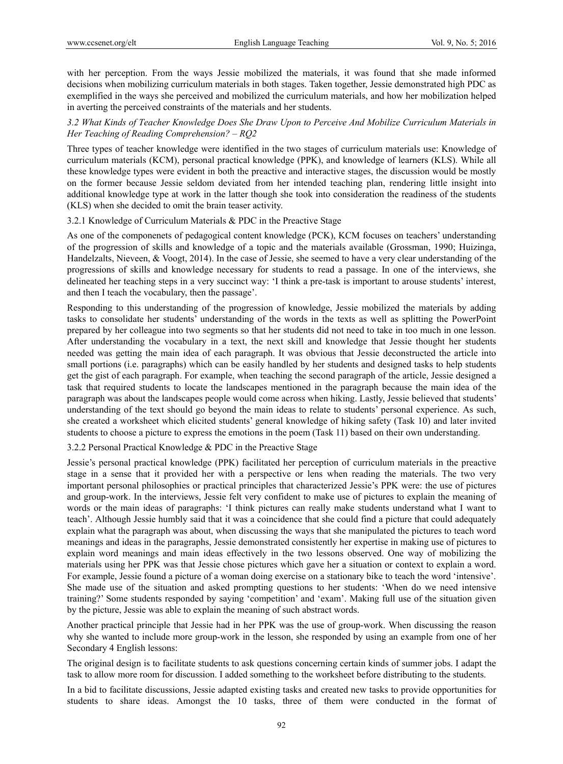with her perception. From the ways Jessie mobilized the materials, it was found that she made informed decisions when mobilizing curriculum materials in both stages. Taken together, Jessie demonstrated high PDC as exemplified in the ways she perceived and mobilized the curriculum materials, and how her mobilization helped in averting the perceived constraints of the materials and her students.

### *3.2 What Kinds of Teacher Knowledge Does She Draw Upon to Perceive And Mobilize Curriculum Materials in Her Teaching of Reading Comprehension? – RQ2*

Three types of teacher knowledge were identified in the two stages of curriculum materials use: Knowledge of curriculum materials (KCM), personal practical knowledge (PPK), and knowledge of learners (KLS). While all these knowledge types were evident in both the preactive and interactive stages, the discussion would be mostly on the former because Jessie seldom deviated from her intended teaching plan, rendering little insight into additional knowledge type at work in the latter though she took into consideration the readiness of the students (KLS) when she decided to omit the brain teaser activity.

#### 3.2.1 Knowledge of Curriculum Materials & PDC in the Preactive Stage

As one of the componenets of pedagogical content knowledge (PCK), KCM focuses on teachers' understanding of the progression of skills and knowledge of a topic and the materials available (Grossman, 1990; Huizinga, Handelzalts, Nieveen, & Voogt, 2014). In the case of Jessie, she seemed to have a very clear understanding of the progressions of skills and knowledge necessary for students to read a passage. In one of the interviews, she delineated her teaching steps in a very succinct way: 'I think a pre-task is important to arouse students' interest, and then I teach the vocabulary, then the passage'.

Responding to this understanding of the progression of knowledge, Jessie mobilized the materials by adding tasks to consolidate her students' understanding of the words in the texts as well as splitting the PowerPoint prepared by her colleague into two segments so that her students did not need to take in too much in one lesson. After understanding the vocabulary in a text, the next skill and knowledge that Jessie thought her students needed was getting the main idea of each paragraph. It was obvious that Jessie deconstructed the article into small portions (i.e. paragraphs) which can be easily handled by her students and designed tasks to help students get the gist of each paragraph. For example, when teaching the second paragraph of the article, Jessie designed a task that required students to locate the landscapes mentioned in the paragraph because the main idea of the paragraph was about the landscapes people would come across when hiking. Lastly, Jessie believed that students' understanding of the text should go beyond the main ideas to relate to students' personal experience. As such, she created a worksheet which elicited students' general knowledge of hiking safety (Task 10) and later invited students to choose a picture to express the emotions in the poem (Task 11) based on their own understanding.

#### 3.2.2 Personal Practical Knowledge & PDC in the Preactive Stage

Jessie's personal practical knowledge (PPK) facilitated her perception of curriculum materials in the preactive stage in a sense that it provided her with a perspective or lens when reading the materials. The two very important personal philosophies or practical principles that characterized Jessie's PPK were: the use of pictures and group-work. In the interviews, Jessie felt very confident to make use of pictures to explain the meaning of words or the main ideas of paragraphs: 'I think pictures can really make students understand what I want to teach'. Although Jessie humbly said that it was a coincidence that she could find a picture that could adequately explain what the paragraph was about, when discussing the ways that she manipulated the pictures to teach word meanings and ideas in the paragraphs, Jessie demonstrated consistently her expertise in making use of pictures to explain word meanings and main ideas effectively in the two lessons observed. One way of mobilizing the materials using her PPK was that Jessie chose pictures which gave her a situation or context to explain a word. For example, Jessie found a picture of a woman doing exercise on a stationary bike to teach the word 'intensive'. She made use of the situation and asked prompting questions to her students: 'When do we need intensive training?' Some students responded by saying 'competition' and 'exam'. Making full use of the situation given by the picture, Jessie was able to explain the meaning of such abstract words.

Another practical principle that Jessie had in her PPK was the use of group-work. When discussing the reason why she wanted to include more group-work in the lesson, she responded by using an example from one of her Secondary 4 English lessons:

The original design is to facilitate students to ask questions concerning certain kinds of summer jobs. I adapt the task to allow more room for discussion. I added something to the worksheet before distributing to the students.

In a bid to facilitate discussions, Jessie adapted existing tasks and created new tasks to provide opportunities for students to share ideas. Amongst the 10 tasks, three of them were conducted in the format of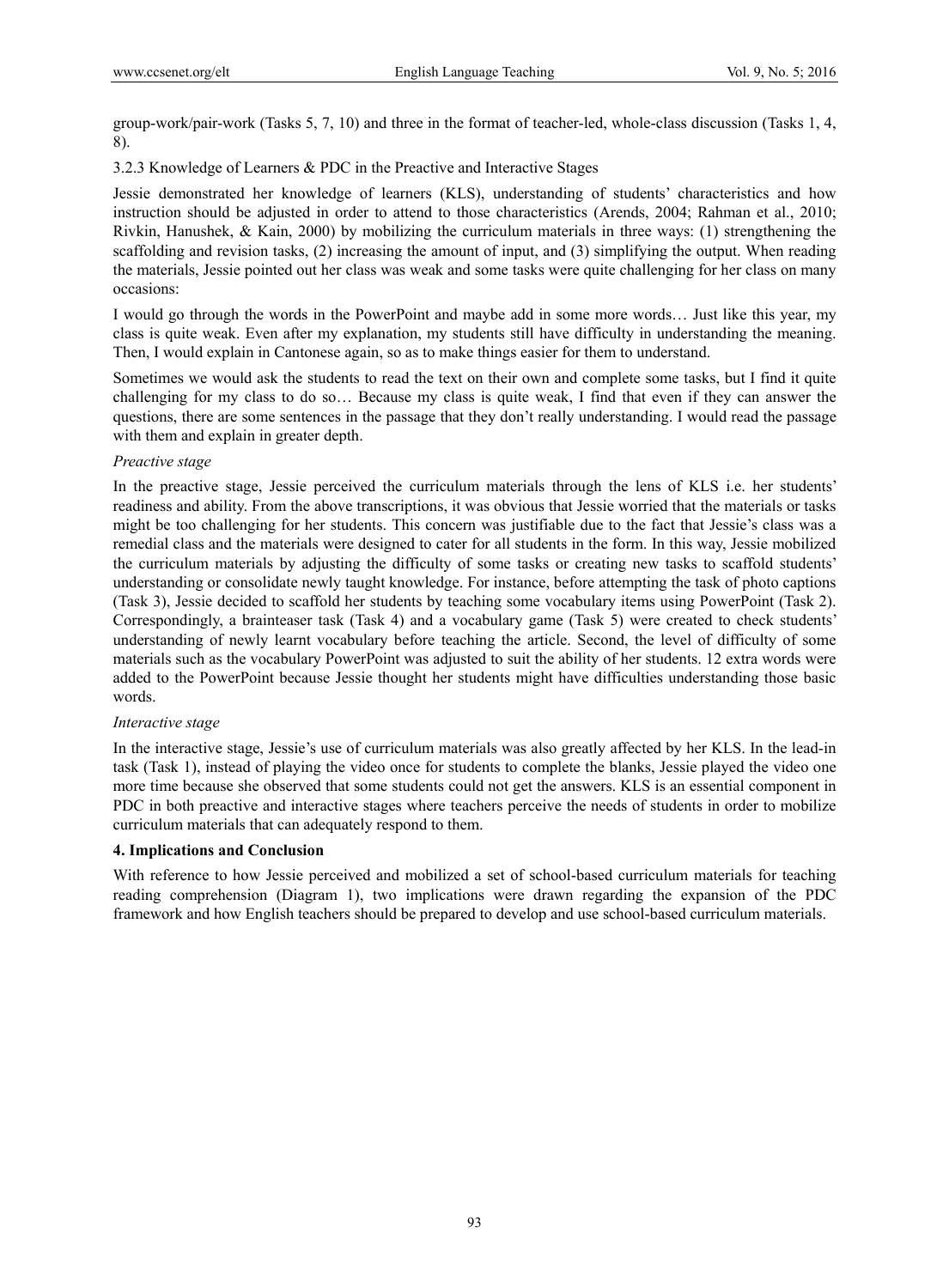group-work/pair-work (Tasks 5, 7, 10) and three in the format of teacher-led, whole-class discussion (Tasks 1, 4, 8).

### 3.2.3 Knowledge of Learners & PDC in the Preactive and Interactive Stages

Jessie demonstrated her knowledge of learners (KLS), understanding of students' characteristics and how instruction should be adjusted in order to attend to those characteristics (Arends, 2004; Rahman et al., 2010; Rivkin, Hanushek, & Kain, 2000) by mobilizing the curriculum materials in three ways: (1) strengthening the scaffolding and revision tasks, (2) increasing the amount of input, and (3) simplifying the output. When reading the materials, Jessie pointed out her class was weak and some tasks were quite challenging for her class on many occasions:

I would go through the words in the PowerPoint and maybe add in some more words… Just like this year, my class is quite weak. Even after my explanation, my students still have difficulty in understanding the meaning. Then, I would explain in Cantonese again, so as to make things easier for them to understand.

Sometimes we would ask the students to read the text on their own and complete some tasks, but I find it quite challenging for my class to do so… Because my class is quite weak, I find that even if they can answer the questions, there are some sentences in the passage that they don't really understanding. I would read the passage with them and explain in greater depth.

*Preactive stage*

In the preactive stage, Jessie perceived the curriculum materials through the lens of KLS i.e. her students' readiness and ability. From the above transcriptions, it was obvious that Jessie worried that the materials or tasks might be too challenging for her students. This concern was justifiable due to the fact that Jessie's class was a remedial class and the materials were designed to cater for all students in the form. In this way, Jessie mobilized the curriculum materials by adjusting the difficulty of some tasks or creating new tasks to scaffold students' understanding or consolidate newly taught knowledge. For instance, before attempting the task of photo captions (Task 3), Jessie decided to scaffold her students by teaching some vocabulary items using PowerPoint (Task 2). Correspondingly, a brainteaser task (Task 4) and a vocabulary game (Task 5) were created to check students' understanding of newly learnt vocabulary before teaching the article. Second, the level of difficulty of some materials such as the vocabulary PowerPoint was adjusted to suit the ability of her students. 12 extra words were added to the PowerPoint because Jessie thought her students might have difficulties understanding those basic words.

*Interactive stage*

In the interactive stage, Jessie's use of curriculum materials was also greatly affected by her KLS. In the lead-in task (Task 1), instead of playing the video once for students to complete the blanks, Jessie played the video one more time because she observed that some students could not get the answers. KLS is an essential component in PDC in both preactive and interactive stages where teachers perceive the needs of students in order to mobilize curriculum materials that can adequately respond to them.

## 4. Implications and Conclusion

With reference to how Jessie perceived and mobilized a set of school-based curriculum materials for teaching reading comprehension (Diagram 1), two implications were drawn regarding the expansion of the PDC framework and how English teachers should be prepared to develop and use school-based curriculum materials.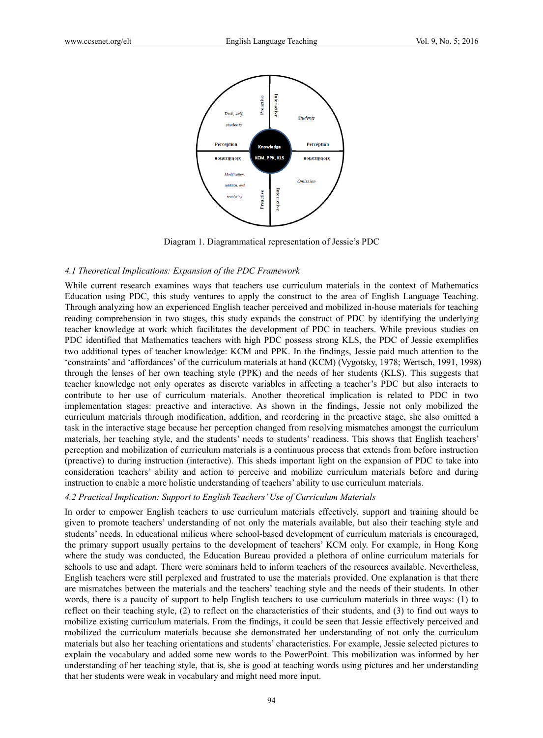Diagram 1. Diagrammatical representation of Jessie's PDC

### *4.1 Theoretical Implications: Expansion of the PDC Framework*

While current research examines ways that teachers use curriculum materials in the context of Mathematics Education using PDC, this study ventures to apply the construct to the area of English Language Teaching. Through analyzing how an experienced English teacher perceived and mobilized in-house materials for teaching reading comprehension in two stages, this study expands the construct of PDC by identifying the underlying teacher knowledge at work which facilitates the development of PDC in teachers. While previous studies on PDC identified that Mathematics teachers with high PDC possess strong KLS, the PDC of Jessie exemplifies two additional types of teacher knowledge: KCM and PPK. In the findings, Jessie paid much attention to the 'constraints' and 'affordances' of the curriculum materials at hand (KCM) (Vygotsky, 1978; Wertsch, 1991, 1998) through the lenses of her own teaching style (PPK) and the needs of her students (KLS). This suggests that teacher knowledge not only operates as discrete variables in affecting a teacher's PDC but also interacts to contribute to her use of curriculum materials. Another theoretical implication is related to PDC in two implementation stages: preactive and interactive. As shown in the findings, Jessie not only mobilized the curriculum materials through modification, addition, and reordering in the preactive stage, she also omitted a task in the interactive stage because her perception changed from resolving mismatches amongst the curriculum materials, her teaching style, and the students' needs to students' readiness. This shows that English teachers' perception and mobilization of curriculum materials is a continuous process that extends from before instruction (preactive) to during instruction (interactive). This sheds important light on the expansion of PDC to take into consideration teachers' ability and action to perceive and mobilize curriculum materials before and during instruction to enable a more holistic understanding of teachers' ability to use curriculum materials.

### *4.2 Practical Implication: Support to English Teachers' Use of Curriculum Materials*

In order to empower English teachers to use curriculum materials effectively, support and training should be given to promote teachers' understanding of not only the materials available, but also their teaching style and students' needs. In educational milieus where school-based development of curriculum materials is encouraged, the primary support usually pertains to the development of teachers' KCM only. For example, in Hong Kong where the study was conducted, the Education Bureau provided a plethora of online curriculum materials for schools to use and adapt. There were seminars held to inform teachers of the resources available. Nevertheless, English teachers were still perplexed and frustrated to use the materials provided. One explanation is that there are mismatches between the materials and the teachers' teaching style and the needs of their students. In other words, there is a paucity of support to help English teachers to use curriculum materials in three ways: (1) to reflect on their teaching style, (2) to reflect on the characteristics of their students, and (3) to find out ways to mobilize existing curriculum materials. From the findings, it could be seen that Jessie effectively perceived and mobilized the curriculum materials because she demonstrated her understanding of not only the curriculum materials but also her teaching orientations and students' characteristics. For example, Jessie selected pictures to explain the vocabulary and added some new words to the PowerPoint. This mobilization was informed by her understanding of her teaching style, that is, she is good at teaching words using pictures and her understanding that her students were weak in vocabulary and might need more input.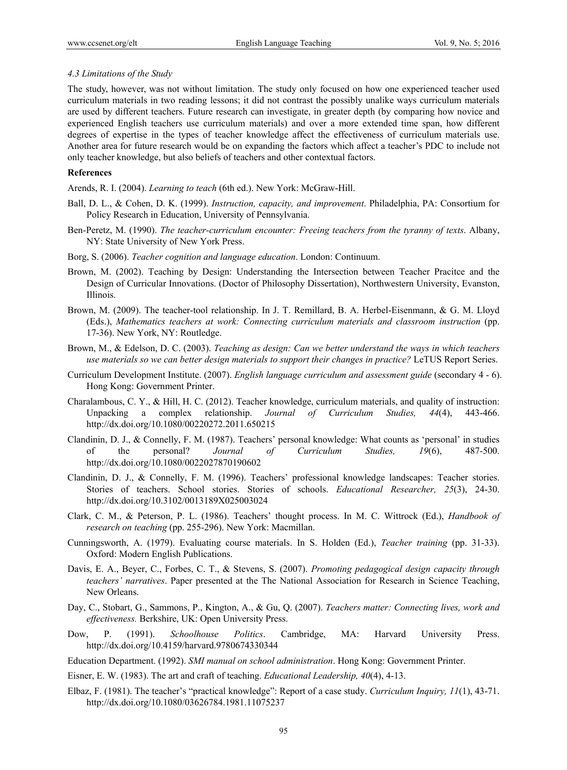### 4.3 Limitations of the Study

The study, however, was not without limitation. The study only focused on how one experienced teacher used curriculum materials in two reading lessons; it did not contrast the possibly unalike ways curriculum materials are used by different teachers. Future research can investigate, in greater depth (by comparing how novice and experienced English teachers use curriculum materials) and over a more extended time span, how different degrees of expertise in the types of teacher knowledge affect the effectiveness of curriculum materials use. Another area for future research would be on expanding the factors which affect a teacher's PDC to include not only teacher knowledge, but also beliefs of teachers and other contextual factors.

## References

Arends, R. I. (2004). *Learning to teach* (6th ed.). New York: McGraw-Hill.

Ball, D. L., & Cohen, D. K. (1999). *Instruction, capacity, and improvement*. Philadelphia, PA: Consortium for Policy Research in Education, University of Pennsylvania.

Ben-Peretz, M. (1990). *The teacher-curriculum encounter: Freeing teachers from the tyranny of texts*. Albany, NY: State University of New York Press.

Borg, S. (2006). *Teacher cognition and language education*. London: Continuum.

Brown, M. (2002). Teaching by Design: Understanding the Intersection between Teacher Pracitce and the Design of Curricular Innovations. (Doctor of Philosophy Dissertation), Northwestern University, Evanston, Illinois.

Brown, M. (2009). The teacher-tool relationship. In J. T. Remillard, B. A. Herbel-Eisenmann, & G. M. Lloyd (Eds.), *Mathematics teachers at work: Connecting curriculum materials and classroom instruction* (pp. 17-36). New York, NY: Routledge.

Brown, M., & Edelson, D. C. (2003). *Teaching as design: Can we better understand the ways in which teachers use materials so we can better design materials to support their changes in practice?* LeTUS Report Series.

Curriculum Development Institute. (2007). *English language curriculum and assessment guide* (secondary 4 - 6). Hong Kong: Government Printer.

Charalambous, C. Y., & Hill, H. C. (2012). Teacher knowledge, curriculum materials, and quality of instruction: Unpacking a complex relationship. *Journal of Curriculum Studies, 44*(4), 443-466. http://dx.doi.org/10.1080/00220272.2011.650215

Clandinin, D. J., & Connelly, F. M. (1987). Teachers' personal knowledge: What counts as 'personal' in studies of the personal? *Journal of Curriculum Studies, 19*(6), 487-500. http://dx.doi.org/10.1080/0022027870190602

Clandinin, D. J., & Connelly, F. M. (1996). Teachers' professional knowledge landscapes: Teacher stories. Stories of teachers. School stories. Stories of schools. *Educational Researcher, 25*(3), 24-30. http://dx.doi.org/10.3102/0013189X025003024

Clark, C. M., & Peterson, P. L. (1986). Teachers' thought process. In M. C. Wittrock (Ed.), *Handbook of research on teaching* (pp. 255-296). New York: Macmillan.

Cunningsworth, A. (1979). Evaluating course materials. In S. Holden (Ed.), *Teacher training* (pp. 31-33). Oxford: Modern English Publications.

Davis, E. A., Beyer, C., Forbes, C. T., & Stevens, S. (2007). *Promoting pedagogical design capacity through teachers' narratives*. Paper presented at the The National Association for Research in Science Teaching, New Orleans.

Day, C., Stobart, G., Sammons, P., Kington, A., & Gu, Q. (2007). *Teachers matter: Connecting lives, work and effectiveness.* Berkshire, UK: Open University Press.

Dow, P. (1991). *Schoolhouse Politics*. Cambridge, MA: Harvard University Press. http://dx.doi.org/10.4159/harvard.9780674330344

Education Department. (1992). *SMI manual on school administration*. Hong Kong: Government Printer.

Eisner, E. W. (1983). The art and craft of teaching. *Educational Leadership, 40*(4), 4-13.

Elbaz, F. (1981). The teacher's "practical knowledge": Report of a case study. *Curriculum Inquiry, 11*(1), 43-71. http://dx.doi.org/10.1080/03626784.1981.11075237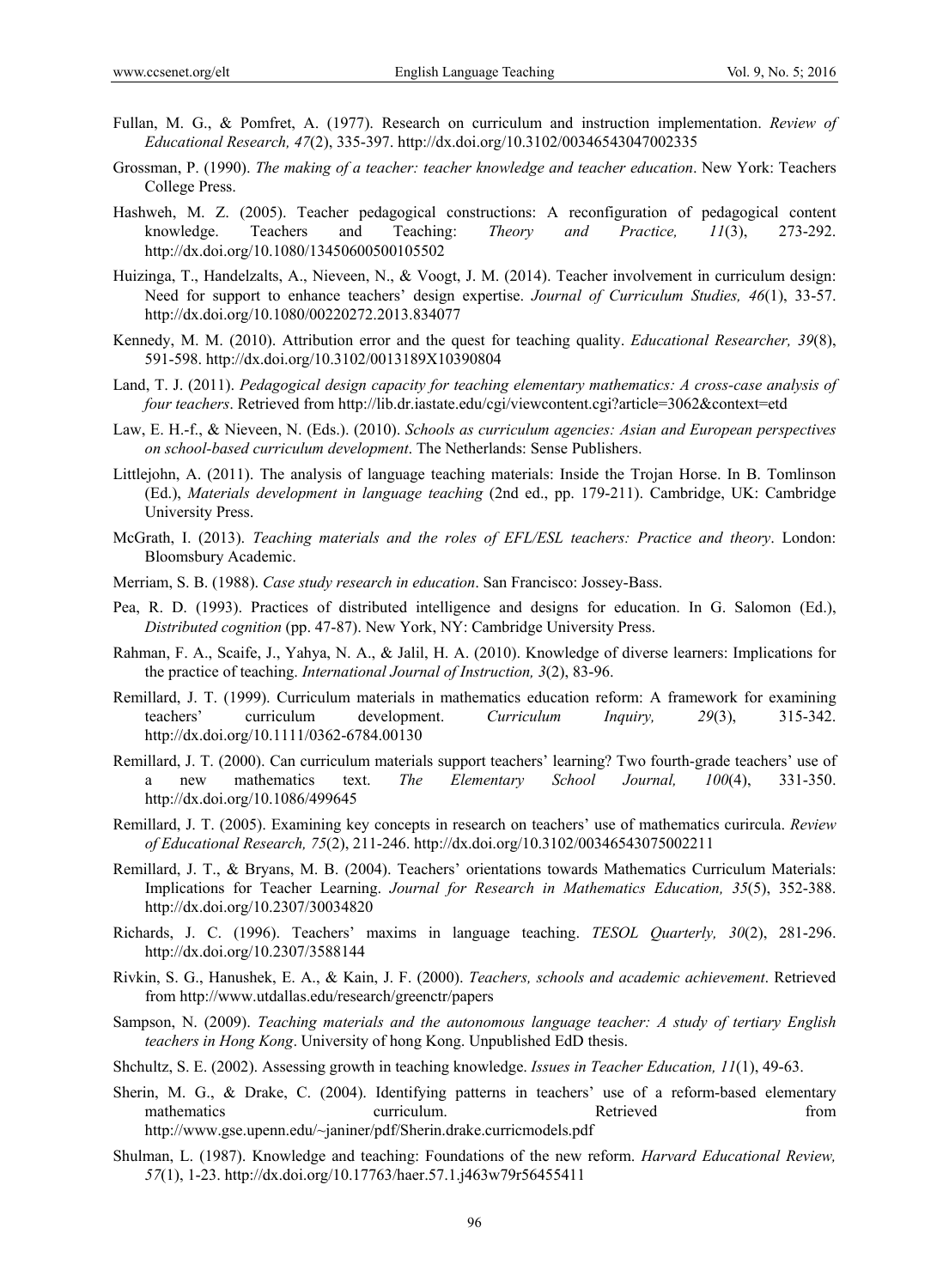Fullan, M. G., & Pomfret, A. (1977). Research on curriculum and instruction implementation. *Review of Educational Research, 47*(2), 335-397. http://dx.doi.org/10.3102/00346543047002335

Grossman, P. (1990). *The making of a teacher: teacher knowledge and teacher education*. New York: Teachers College Press.

Hashweh, M. Z. (2005). Teacher pedagogical constructions: A reconfiguration of pedagogical content knowledge. Teachers and Teaching: *Theory and Practice, 11*(3), 273-292. http://dx.doi.org/10.1080/13450600500105502

Huizinga, T., Handelzalts, A., Nieveen, N., & Voogt, J. M. (2014). Teacher involvement in curriculum design: Need for support to enhance teachers' design expertise. *Journal of Curriculum Studies, 46*(1), 33-57. http://dx.doi.org/10.1080/00220272.2013.834077

Kennedy, M. M. (2010). Attribution error and the quest for teaching quality. *Educational Researcher, 39*(8), 591-598. http://dx.doi.org/10.3102/0013189X10390804

Land, T. J. (2011). *Pedagogical design capacity for teaching elementary mathematics: A cross-case analysis of four teachers*. Retrieved from http://lib.dr.iastate.edu/cgi/viewcontent.cgi?article=3062&context=etd

Law, E. H.-f., & Nieveen, N. (Eds.). (2010). *Schools as curriculum agencies: Asian and European perspectives on school-based curriculum development*. The Netherlands: Sense Publishers.

Littlejohn, A. (2011). The analysis of language teaching materials: Inside the Trojan Horse. In B. Tomlinson (Ed.), *Materials development in language teaching* (2nd ed., pp. 179-211). Cambridge, UK: Cambridge University Press.

McGrath, I. (2013). *Teaching materials and the roles of EFL/ESL teachers: Practice and theory*. London: Bloomsbury Academic.

Merriam, S. B. (1988). *Case study research in education*. San Francisco: Jossey-Bass.

Pea, R. D. (1993). Practices of distributed intelligence and designs for education. In G. Salomon (Ed.), *Distributed cognition* (pp. 47-87). New York, NY: Cambridge University Press.

Rahman, F. A., Scaife, J., Yahya, N. A., & Jalil, H. A. (2010). Knowledge of diverse learners: Implications for the practice of teaching. *International Journal of Instruction, 3*(2), 83-96.

Remillard, J. T. (1999). Curriculum materials in mathematics education reform: A framework for examining teachers' curriculum development. *Curriculum Inquiry, 29*(3), 315-342. http://dx.doi.org/10.1111/0362-6784.00130

Remillard, J. T. (2000). Can curriculum materials support teachers' learning? Two fourth-grade teachers' use of a new mathematics text. *The Elementary School Journal, 100*(4), 331-350. http://dx.doi.org/10.1086/499645

Remillard, J. T. (2005). Examining key concepts in research on teachers' use of mathematics curircula. *Review of Educational Research, 75*(2), 211-246. http://dx.doi.org/10.3102/00346543075002211

Remillard, J. T., & Bryans, M. B. (2004). Teachers' orientations towards Mathematics Curriculum Materials: Implications for Teacher Learning. *Journal for Research in Mathematics Education, 35*(5), 352-388. http://dx.doi.org/10.2307/30034820

Richards, J. C. (1996). Teachers' maxims in language teaching. *TESOL Quarterly, 30*(2), 281-296. http://dx.doi.org/10.2307/3588144

Rivkin, S. G., Hanushek, E. A., & Kain, J. F. (2000). *Teachers, schools and academic achievement*. Retrieved from http://www.utdallas.edu/research/greenctr/papers

Sampson, N. (2009). *Teaching materials and the autonomous language teacher: A study of tertiary English teachers in Hong Kong*. University of hong Kong. Unpublished EdD thesis.

Shchultz, S. E. (2002). Assessing growth in teaching knowledge. *Issues in Teacher Education, 11*(1), 49-63.

Sherin, M. G., & Drake, C. (2004). Identifying patterns in teachers' use of a reform-based elementary mathematics curriculum. Retrieved from http://www.gse.upenn.edu/~janiner/pdf/Sherin.drake.curricmodels.pdf

Shulman, L. (1987). Knowledge and teaching: Foundations of the new reform. *Harvard Educational Review, 57*(1), 1-23. http://dx.doi.org/10.17763/haer.57.1.j463w79r56455411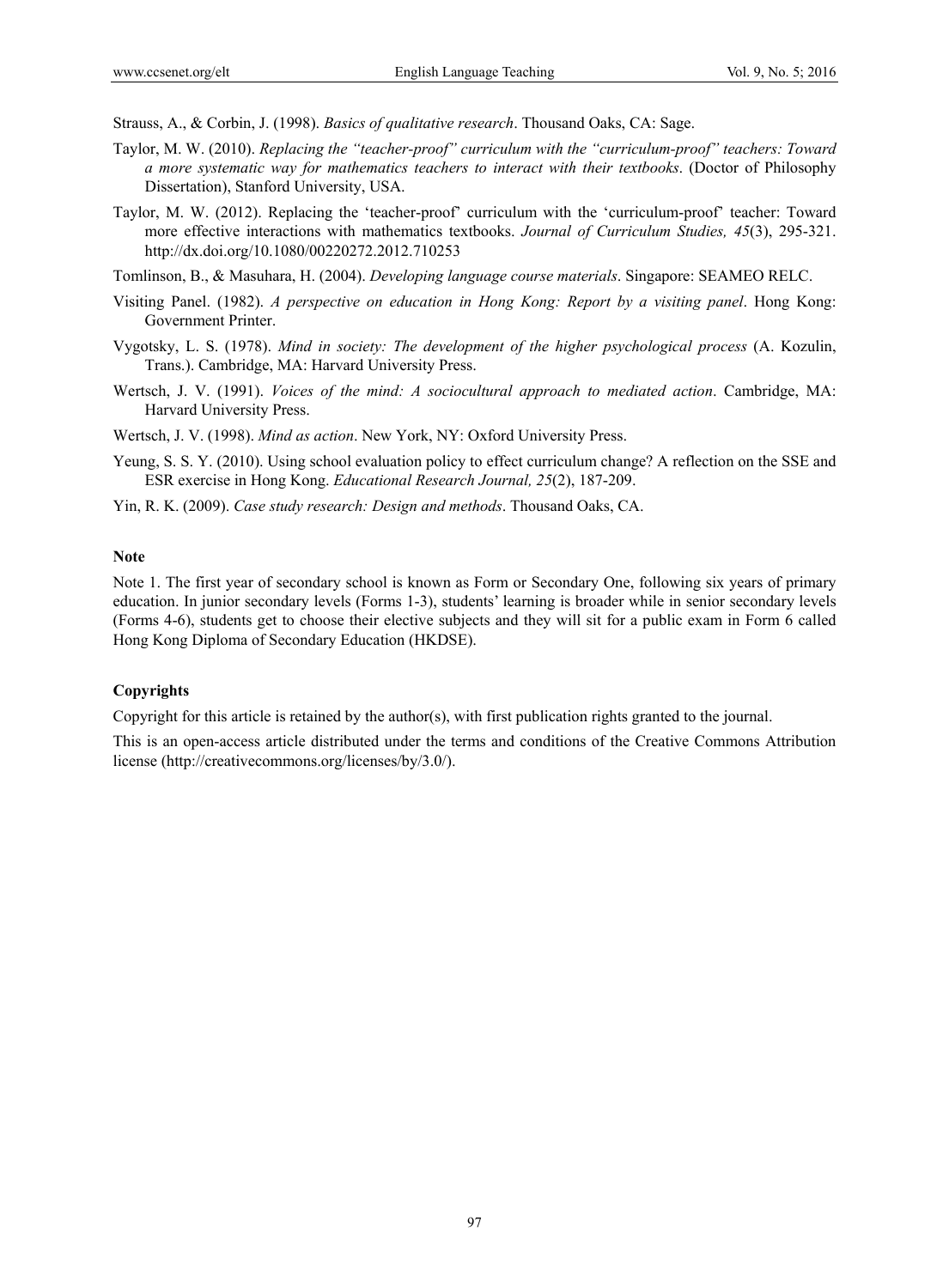Strauss, A., & Corbin, J. (1998). *Basics of qualitative research*. Thousand Oaks, CA: Sage.

Taylor, M. W. (2010). *Replacing the "teacher-proof" curriculum with the "curriculum-proof" teachers: Toward a more systematic way for mathematics teachers to interact with their textbooks*. (Doctor of Philosophy Dissertation), Stanford University, USA.

Taylor, M. W. (2012). Replacing the 'teacher-proof' curriculum with the 'curriculum-proof' teacher: Toward more effective interactions with mathematics textbooks. *Journal of Curriculum Studies, 45*(3), 295-321. http://dx.doi.org/10.1080/00220272.2012.710253

Tomlinson, B., & Masuhara, H. (2004). *Developing language course materials*. Singapore: SEAMEO RELC.

Visiting Panel. (1982). *A perspective on education in Hong Kong: Report by a visiting panel*. Hong Kong: Government Printer.

Vygotsky, L. S. (1978). *Mind in society: The development of the higher psychological process* (A. Kozulin, Trans.). Cambridge, MA: Harvard University Press.

Wertsch, J. V. (1991). *Voices of the mind: A sociocultural approach to mediated action*. Cambridge, MA: Harvard University Press.

Wertsch, J. V. (1998). *Mind as action*. New York, NY: Oxford University Press.

Yeung, S. S. Y. (2010). Using school evaluation policy to effect curriculum change? A reflection on the SSE and ESR exercise in Hong Kong. *Educational Research Journal, 25*(2), 187-209.

Yin, R. K. (2009). *Case study research: Design and methods*. Thousand Oaks, CA.

## Note

Note 1. The first year of secondary school is known as Form or Secondary One, following six years of primary education. In junior secondary levels (Forms 1-3), students' learning is broader while in senior secondary levels (Forms 4-6), students get to choose their elective subjects and they will sit for a public exam in Form 6 called Hong Kong Diploma of Secondary Education (HKDSE).

## Copyrights

Copyright for this article is retained by the author(s), with first publication rights granted to the journal.

This is an open-access article distributed under the terms and conditions of the Creative Commons Attribution license (http://creativecommons.org/licenses/by/3.0/).